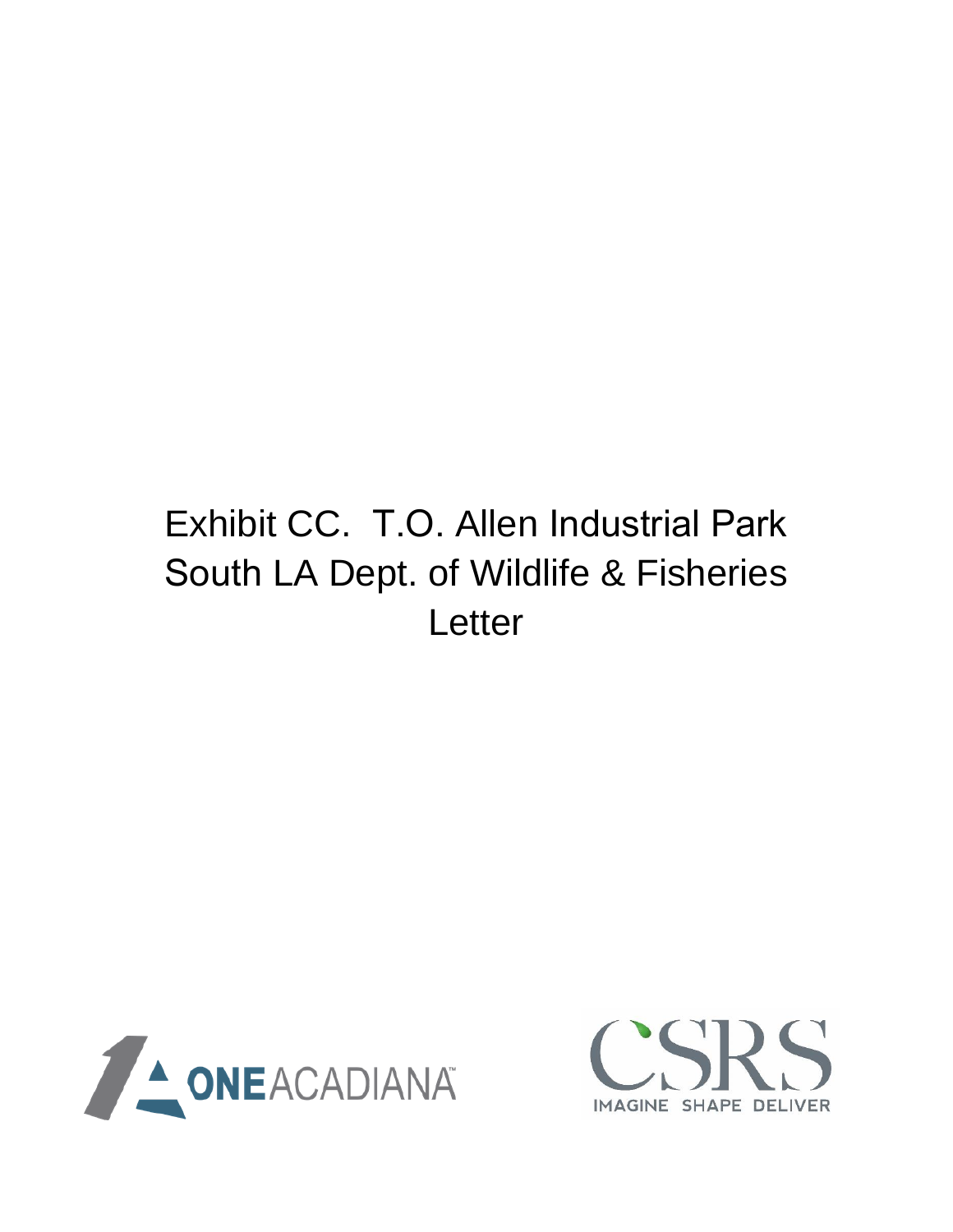# Exhibit CC. T.O. Allen Industrial Park South LA Dept. of Wildlife & Fisheries Letter

ONE ACADIANA

CSRS
IMAGINE SHAPE DELIVER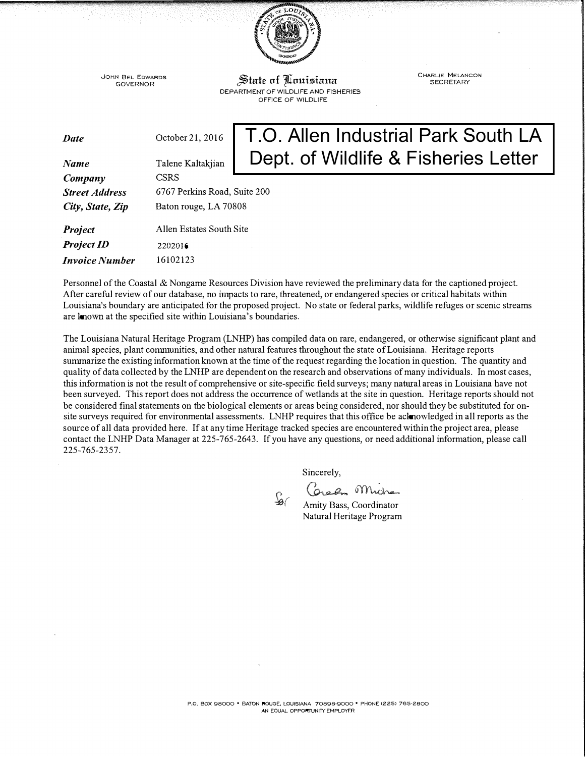JOHN BEL EDWARDS
GOVERNOR

State of Louisiana
DEPARTMENT OF WILDLIFE AND FISHERIES
OFFICE OF WILDLIFE

CHARLIE MELANCON
SECRETARY

**T.O. Allen Industrial Park South LA Dept. of Wildlife & Fisheries Letter**

| | |
|---|---|
| ***Date*** | October 21, 2016 |
| ***Name*** | Talene Kaltakjian |
| ***Company*** | CSRS |
| ***Street Address*** | 6767 Perkins Road, Suite 200 |
| ***City, State, Zip*** | Baton rouge, LA 70808 |
| ***Project*** | Allen Estates South Site |
| ***Project ID*** | 2202016 |
| ***Invoice Number*** | 16102123 |

Personnel of the Coastal & Nongame Resources Division have reviewed the preliminary data for the captioned project. After careful review of our database, no impacts to rare, threatened, or endangered species or critical habitats within Louisiana's boundary are anticipated for the proposed project. No state or federal parks, wildlife refuges or scenic streams are known at the specified site within Louisiana's boundaries.

The Louisiana Natural Heritage Program (LNHP) has compiled data on rare, endangered, or otherwise significant plant and animal species, plant communities, and other natural features throughout the state of Louisiana. Heritage reports summarize the existing information known at the time of the request regarding the location in question. The quantity and quality of data collected by the LNHP are dependent on the research and observations of many individuals. In most cases, this information is not the result of comprehensive or site-specific field surveys; many natural areas in Louisiana have not been surveyed. This report does not address the occurrence of wetlands at the site in question. Heritage reports should not be considered final statements on the biological elements or areas being considered, nor should they be substituted for on-site surveys required for environmental assessments. LNHP requires that this office be acknowledged in all reports as the source of all data provided here. If at any time Heritage tracked species are encountered within the project area, please contact the LNHP Data Manager at 225-765-2643. If you have any questions, or need additional information, please call 225-765-2357.

Sincerely,

for

Amity Bass, Coordinator
Natural Heritage Program

P.O. BOX 98000 • BATON ROUGE, LOUISIANA 70898-9000 • PHONE (225) 765-2800
AN EQUAL OPPORTUNITY EMPLOYER